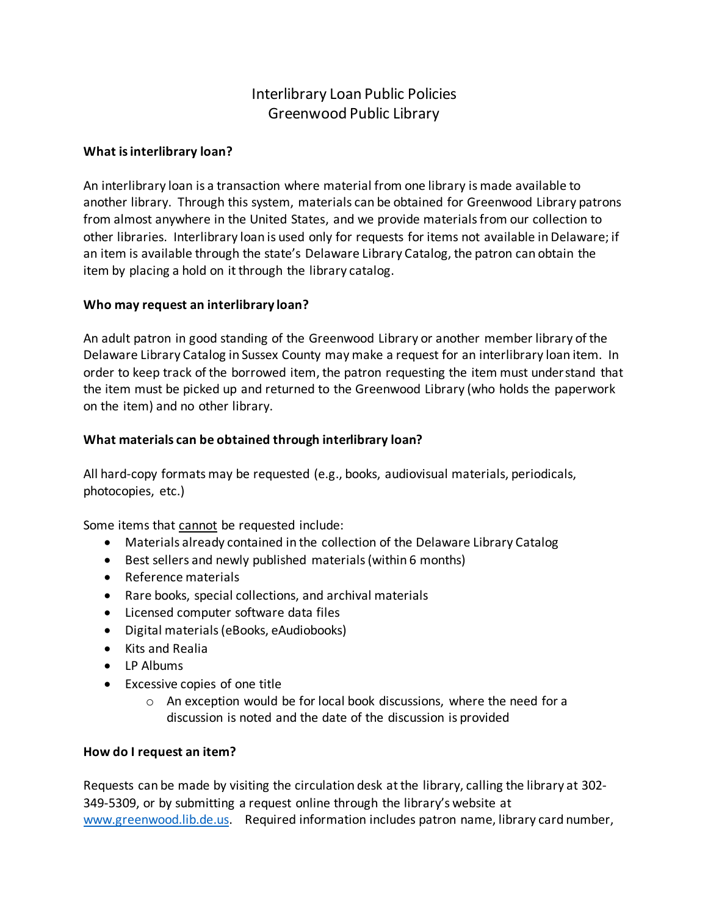# Interlibrary Loan Public Policies
# Greenwood Public Library

**What is interlibrary loan?**

An interlibrary loan is a transaction where material from one library is made available to another library. Through this system, materials can be obtained for Greenwood Library patrons from almost anywhere in the United States, and we provide materials from our collection to other libraries. Interlibrary loan is used only for requests for items not available in Delaware; if an item is available through the state's Delaware Library Catalog, the patron can obtain the item by placing a hold on it through the library catalog.

**Who may request an interlibrary loan?**

An adult patron in good standing of the Greenwood Library or another member library of the Delaware Library Catalog in Sussex County may make a request for an interlibrary loan item. In order to keep track of the borrowed item, the patron requesting the item must understand that the item must be picked up and returned to the Greenwood Library (who holds the paperwork on the item) and no other library.

**What materials can be obtained through interlibrary loan?**

All hard-copy formats may be requested (e.g., books, audiovisual materials, periodicals, photocopies, etc.)

Some items that <u>cannot</u> be requested include:

- Materials already contained in the collection of the Delaware Library Catalog
- Best sellers and newly published materials (within 6 months)
- Reference materials
- Rare books, special collections, and archival materials
- Licensed computer software data files
- Digital materials (eBooks, eAudiobooks)
- Kits and Realia
- LP Albums
- Excessive copies of one title
  - An exception would be for local book discussions, where the need for a discussion is noted and the date of the discussion is provided

**How do I request an item?**

Requests can be made by visiting the circulation desk at the library, calling the library at 302-349-5309, or by submitting a request online through the library's website at [www.greenwood.lib.de.us](http://www.greenwood.lib.de.us). Required information includes patron name, library card number,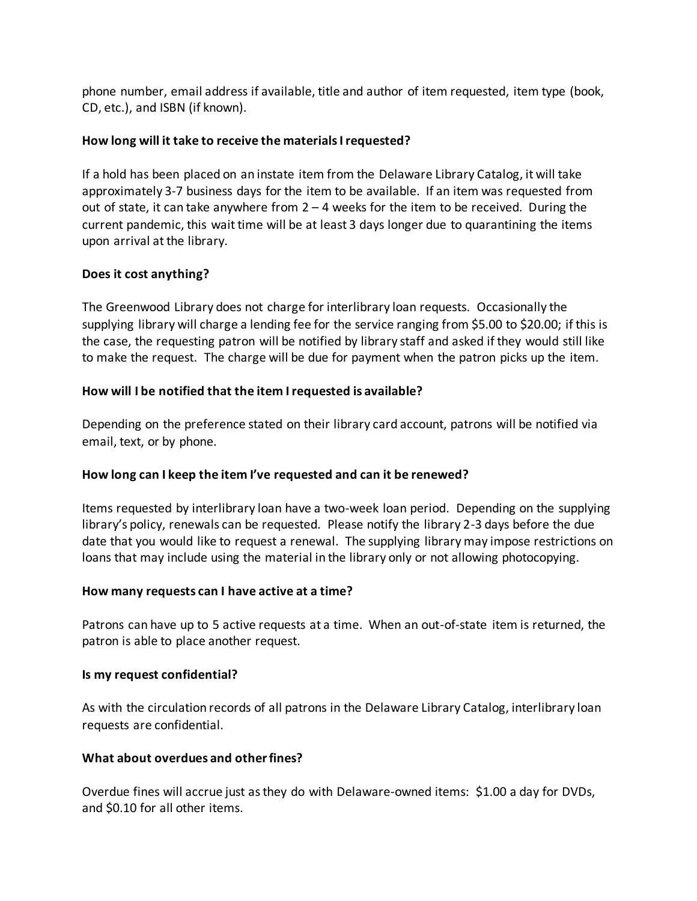phone number, email address if available, title and author of item requested, item type (book, CD, etc.), and ISBN (if known).

**How long will it take to receive the materials I requested?**

If a hold has been placed on an instate item from the Delaware Library Catalog, it will take approximately 3-7 business days for the item to be available. If an item was requested from out of state, it can take anywhere from 2 – 4 weeks for the item to be received. During the current pandemic, this wait time will be at least 3 days longer due to quarantining the items upon arrival at the library.

**Does it cost anything?**

The Greenwood Library does not charge for interlibrary loan requests. Occasionally the supplying library will charge a lending fee for the service ranging from $5.00 to $20.00; if this is the case, the requesting patron will be notified by library staff and asked if they would still like to make the request. The charge will be due for payment when the patron picks up the item.

**How will I be notified that the item I requested is available?**

Depending on the preference stated on their library card account, patrons will be notified via email, text, or by phone.

**How long can I keep the item I've requested and can it be renewed?**

Items requested by interlibrary loan have a two-week loan period. Depending on the supplying library's policy, renewals can be requested. Please notify the library 2-3 days before the due date that you would like to request a renewal. The supplying library may impose restrictions on loans that may include using the material in the library only or not allowing photocopying.

**How many requests can I have active at a time?**

Patrons can have up to 5 active requests at a time. When an out-of-state item is returned, the patron is able to place another request.

**Is my request confidential?**

As with the circulation records of all patrons in the Delaware Library Catalog, interlibrary loan requests are confidential.

**What about overdues and other fines?**

Overdue fines will accrue just as they do with Delaware-owned items: $1.00 a day for DVDs, and $0.10 for all other items.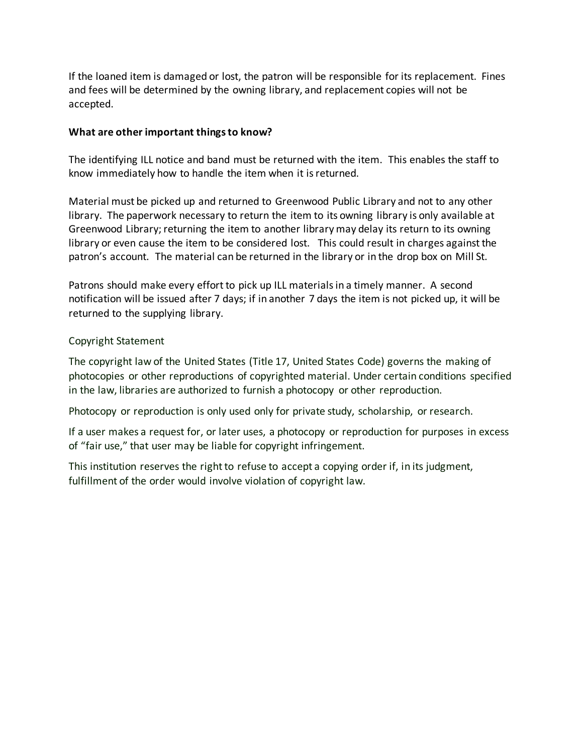If the loaned item is damaged or lost, the patron will be responsible for its replacement. Fines and fees will be determined by the owning library, and replacement copies will not be accepted.

**What are other important things to know?**

The identifying ILL notice and band must be returned with the item. This enables the staff to know immediately how to handle the item when it is returned.

Material must be picked up and returned to Greenwood Public Library and not to any other library. The paperwork necessary to return the item to its owning library is only available at Greenwood Library; returning the item to another library may delay its return to its owning library or even cause the item to be considered lost. This could result in charges against the patron's account. The material can be returned in the library or in the drop box on Mill St.

Patrons should make every effort to pick up ILL materials in a timely manner. A second notification will be issued after 7 days; if in another 7 days the item is not picked up, it will be returned to the supplying library.

Copyright Statement

The copyright law of the United States (Title 17, United States Code) governs the making of photocopies or other reproductions of copyrighted material. Under certain conditions specified in the law, libraries are authorized to furnish a photocopy or other reproduction.

Photocopy or reproduction is only used only for private study, scholarship, or research.

If a user makes a request for, or later uses, a photocopy or reproduction for purposes in excess of "fair use," that user may be liable for copyright infringement.

This institution reserves the right to refuse to accept a copying order if, in its judgment, fulfillment of the order would involve violation of copyright law.